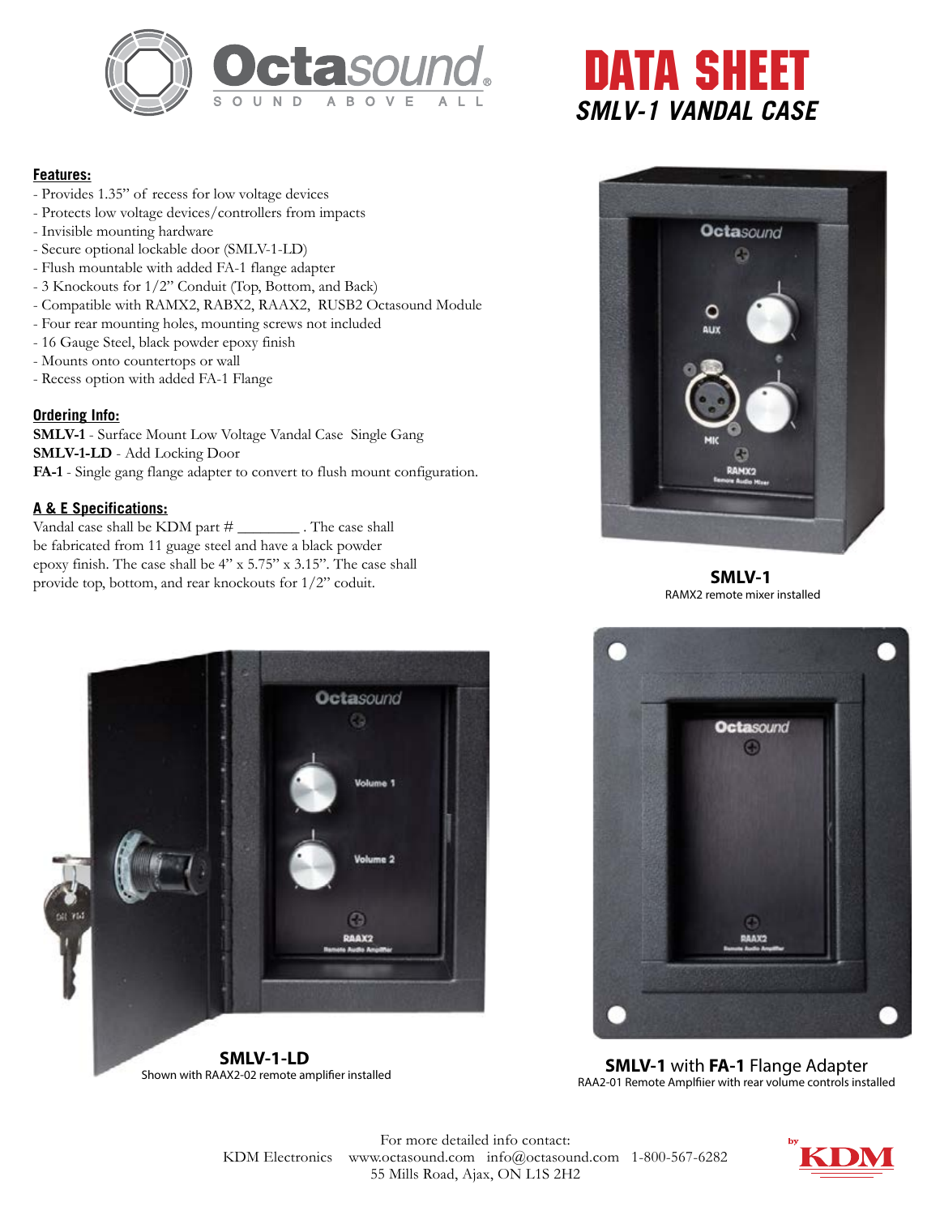# DATA SHEET

## SMLV-1 VANDAL CASE

### Features:

- Provides 1.35" of recess for low voltage devices
- Protects low voltage devices/controllers from impacts
- Invisible mounting hardware
- Secure optional lockable door (SMLV-1-LD)
- Flush mountable with added FA-1 flange adapter
- 3 Knockouts for 1/2" Conduit (Top, Bottom, and Back)
- Compatible with RAMX2, RABX2, RAAX2, RUSB2 Octasound Module
- Four rear mounting holes, mounting screws not included
- 16 Gauge Steel, black powder epoxy finish
- Mounts onto countertops or wall
- Recess option with added FA-1 Flange

### Ordering Info:

**SMLV-1** - Surface Mount Low Voltage Vandal Case Single Gang
**SMLV-1-LD** - Add Locking Door
**FA-1** - Single gang flange adapter to convert to flush mount configuration.

### A & E Specifications:

Vandal case shall be KDM part # ________ . The case shall be fabricated from 11 guage steel and have a black powder epoxy finish. The case shall be 4" x 5.75" x 3.15". The case shall provide top, bottom, and rear knockouts for 1/2" coduit.

**SMLV-1**
RAMX2 remote mixer installed

**SMLV-1-LD**
Shown with RAAX2-02 remote amplifier installed

**SMLV-1** with **FA-1** Flange Adapter
RAA2-01 Remote Amplfiier with rear volume controls installed

For more detailed info contact:
KDM Electronics www.octasound.com info@octasound.com 1-800-567-6282
55 Mills Road, Ajax, ON L1S 2H2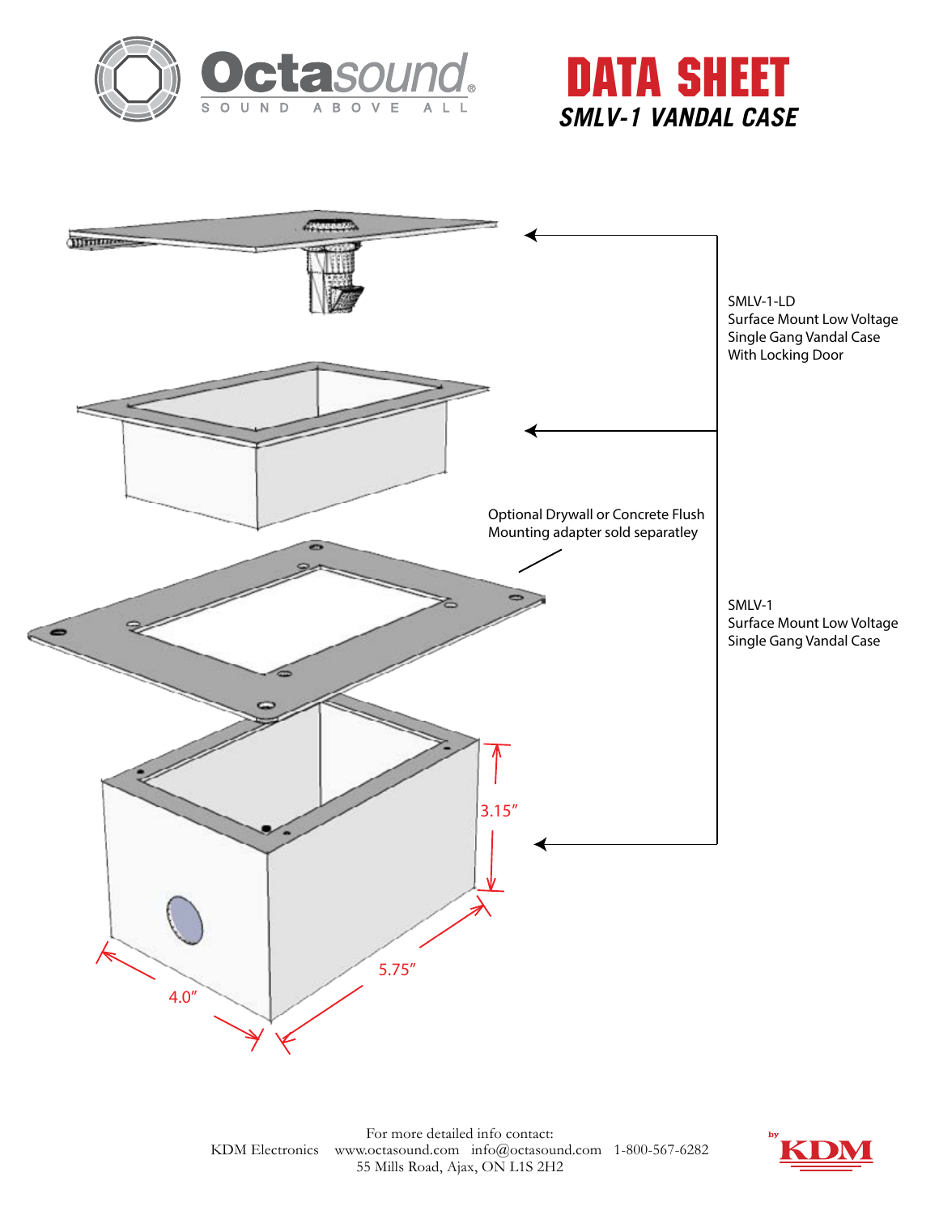Octasound®

SOUND ABOVE ALL

# DATA SHEET

## *SMLV-1 VANDAL CASE*

SMLV-1-LD
Surface Mount Low Voltage
Single Gang Vandal Case
With Locking Door

Optional Drywall or Concrete Flush Mounting adapter sold separatley

SMLV-1
Surface Mount Low Voltage
Single Gang Vandal Case

3.15″

5.75″

4.0″

For more detailed info contact:
KDM Electronics www.octasound.com info@octasound.com 1-800-567-6282
55 Mills Road, Ajax, ON L1S 2H2

by KDM